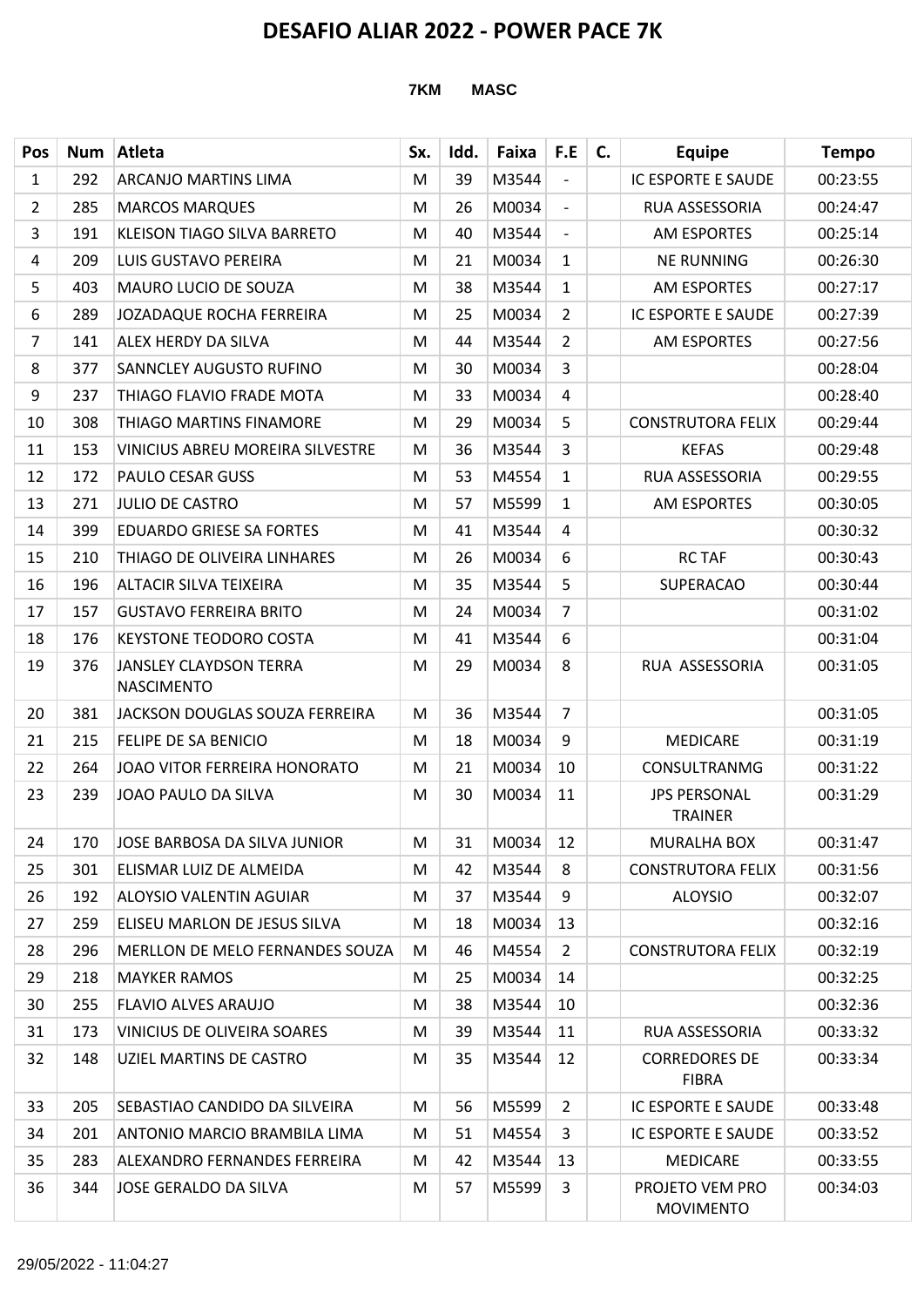# DESAFIO ALIAR 2022 - POWER PACE 7K

**7KM MASC**

| Pos | Num | Atleta | Sx. | Idd. | Faixa | F.E | C. | Equipe | Tempo |
|---|---|---|---|---|---|---|---|---|---|
| 1 | 292 | ARCANJO MARTINS LIMA | M | 39 | M3544 | - | | IC ESPORTE E SAUDE | 00:23:55 |
| 2 | 285 | MARCOS MARQUES | M | 26 | M0034 | - | | RUA ASSESSORIA | 00:24:47 |
| 3 | 191 | KLEISON TIAGO SILVA BARRETO | M | 40 | M3544 | - | | AM ESPORTES | 00:25:14 |
| 4 | 209 | LUIS GUSTAVO PEREIRA | M | 21 | M0034 | 1 | | NE RUNNING | 00:26:30 |
| 5 | 403 | MAURO LUCIO DE SOUZA | M | 38 | M3544 | 1 | | AM ESPORTES | 00:27:17 |
| 6 | 289 | JOZADAQUE ROCHA FERREIRA | M | 25 | M0034 | 2 | | IC ESPORTE E SAUDE | 00:27:39 |
| 7 | 141 | ALEX HERDY DA SILVA | M | 44 | M3544 | 2 | | AM ESPORTES | 00:27:56 |
| 8 | 377 | SANNCLEY AUGUSTO RUFINO | M | 30 | M0034 | 3 | | | 00:28:04 |
| 9 | 237 | THIAGO FLAVIO FRADE MOTA | M | 33 | M0034 | 4 | | | 00:28:40 |
| 10 | 308 | THIAGO MARTINS FINAMORE | M | 29 | M0034 | 5 | | CONSTRUTORA FELIX | 00:29:44 |
| 11 | 153 | VINICIUS ABREU MOREIRA SILVESTRE | M | 36 | M3544 | 3 | | KEFAS | 00:29:48 |
| 12 | 172 | PAULO CESAR GUSS | M | 53 | M4554 | 1 | | RUA ASSESSORIA | 00:29:55 |
| 13 | 271 | JULIO DE CASTRO | M | 57 | M5599 | 1 | | AM ESPORTES | 00:30:05 |
| 14 | 399 | EDUARDO GRIESE SA FORTES | M | 41 | M3544 | 4 | | | 00:30:32 |
| 15 | 210 | THIAGO DE OLIVEIRA LINHARES | M | 26 | M0034 | 6 | | RC TAF | 00:30:43 |
| 16 | 196 | ALTACIR SILVA TEIXEIRA | M | 35 | M3544 | 5 | | SUPERACAO | 00:30:44 |
| 17 | 157 | GUSTAVO FERREIRA BRITO | M | 24 | M0034 | 7 | | | 00:31:02 |
| 18 | 176 | KEYSTONE TEODORO COSTA | M | 41 | M3544 | 6 | | | 00:31:04 |
| 19 | 376 | JANSLEY CLAYDSON TERRA NASCIMENTO | M | 29 | M0034 | 8 | | RUA ASSESSORIA | 00:31:05 |
| 20 | 381 | JACKSON DOUGLAS SOUZA FERREIRA | M | 36 | M3544 | 7 | | | 00:31:05 |
| 21 | 215 | FELIPE DE SA BENICIO | M | 18 | M0034 | 9 | | MEDICARE | 00:31:19 |
| 22 | 264 | JOAO VITOR FERREIRA HONORATO | M | 21 | M0034 | 10 | | CONSULTRANMG | 00:31:22 |
| 23 | 239 | JOAO PAULO DA SILVA | M | 30 | M0034 | 11 | | JPS PERSONAL TRAINER | 00:31:29 |
| 24 | 170 | JOSE BARBOSA DA SILVA JUNIOR | M | 31 | M0034 | 12 | | MURALHA BOX | 00:31:47 |
| 25 | 301 | ELISMAR LUIZ DE ALMEIDA | M | 42 | M3544 | 8 | | CONSTRUTORA FELIX | 00:31:56 |
| 26 | 192 | ALOYSIO VALENTIN AGUIAR | M | 37 | M3544 | 9 | | ALOYSIO | 00:32:07 |
| 27 | 259 | ELISEU MARLON DE JESUS SILVA | M | 18 | M0034 | 13 | | | 00:32:16 |
| 28 | 296 | MERLLON DE MELO FERNANDES SOUZA | M | 46 | M4554 | 2 | | CONSTRUTORA FELIX | 00:32:19 |
| 29 | 218 | MAYKER RAMOS | M | 25 | M0034 | 14 | | | 00:32:25 |
| 30 | 255 | FLAVIO ALVES ARAUJO | M | 38 | M3544 | 10 | | | 00:32:36 |
| 31 | 173 | VINICIUS DE OLIVEIRA SOARES | M | 39 | M3544 | 11 | | RUA ASSESSORIA | 00:33:32 |
| 32 | 148 | UZIEL MARTINS DE CASTRO | M | 35 | M3544 | 12 | | CORREDORES DE FIBRA | 00:33:34 |
| 33 | 205 | SEBASTIAO CANDIDO DA SILVEIRA | M | 56 | M5599 | 2 | | IC ESPORTE E SAUDE | 00:33:48 |
| 34 | 201 | ANTONIO MARCIO BRAMBILA LIMA | M | 51 | M4554 | 3 | | IC ESPORTE E SAUDE | 00:33:52 |
| 35 | 283 | ALEXANDRO FERNANDES FERREIRA | M | 42 | M3544 | 13 | | MEDICARE | 00:33:55 |
| 36 | 344 | JOSE GERALDO DA SILVA | M | 57 | M5599 | 3 | | PROJETO VEM PRO MOVIMENTO | 00:34:03 |

29/05/2022 - 11:04:27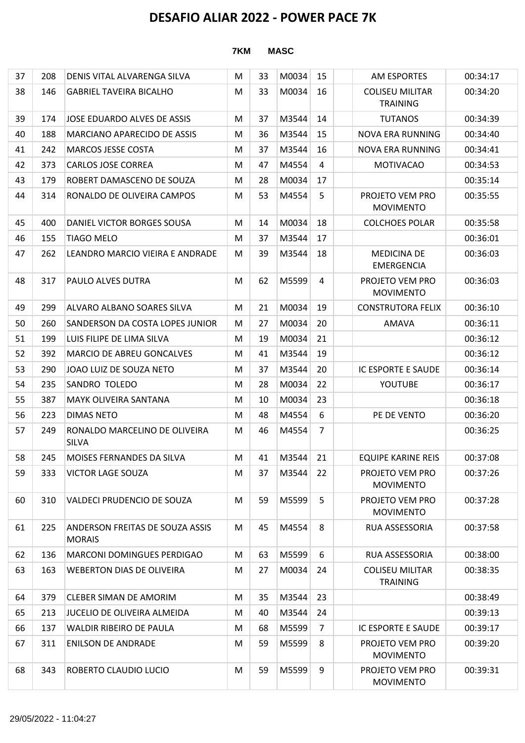# DESAFIO ALIAR 2022 - POWER PACE 7K

**7KM MASC**

| | | | | | | | | | |
|---|---|---|---|---|---|---|---|---|---|
| 37 | 208 | DENIS VITAL ALVARENGA SILVA | M | 33 | M0034 | 15 | | AM ESPORTES | 00:34:17 |
| 38 | 146 | GABRIEL TAVEIRA BICALHO | M | 33 | M0034 | 16 | | COLISEU MILITAR TRAINING | 00:34:20 |
| 39 | 174 | JOSE EDUARDO ALVES DE ASSIS | M | 37 | M3544 | 14 | | TUTANOS | 00:34:39 |
| 40 | 188 | MARCIANO APARECIDO DE ASSIS | M | 36 | M3544 | 15 | | NOVA ERA RUNNING | 00:34:40 |
| 41 | 242 | MARCOS JESSE COSTA | M | 37 | M3544 | 16 | | NOVA ERA RUNNING | 00:34:41 |
| 42 | 373 | CARLOS JOSE CORREA | M | 47 | M4554 | 4 | | MOTIVACAO | 00:34:53 |
| 43 | 179 | ROBERT DAMASCENO DE SOUZA | M | 28 | M0034 | 17 | | | 00:35:14 |
| 44 | 314 | RONALDO DE OLIVEIRA CAMPOS | M | 53 | M4554 | 5 | | PROJETO VEM PRO MOVIMENTO | 00:35:55 |
| 45 | 400 | DANIEL VICTOR BORGES SOUSA | M | 14 | M0034 | 18 | | COLCHOES POLAR | 00:35:58 |
| 46 | 155 | TIAGO MELO | M | 37 | M3544 | 17 | | | 00:36:01 |
| 47 | 262 | LEANDRO MARCIO VIEIRA E ANDRADE | M | 39 | M3544 | 18 | | MEDICINA DE EMERGENCIA | 00:36:03 |
| 48 | 317 | PAULO ALVES DUTRA | M | 62 | M5599 | 4 | | PROJETO VEM PRO MOVIMENTO | 00:36:03 |
| 49 | 299 | ALVARO ALBANO SOARES SILVA | M | 21 | M0034 | 19 | | CONSTRUTORA FELIX | 00:36:10 |
| 50 | 260 | SANDERSON DA COSTA LOPES JUNIOR | M | 27 | M0034 | 20 | | AMAVA | 00:36:11 |
| 51 | 199 | LUIS FILIPE DE LIMA SILVA | M | 19 | M0034 | 21 | | | 00:36:12 |
| 52 | 392 | MARCIO DE ABREU GONCALVES | M | 41 | M3544 | 19 | | | 00:36:12 |
| 53 | 290 | JOAO LUIZ DE SOUZA NETO | M | 37 | M3544 | 20 | | IC ESPORTE E SAUDE | 00:36:14 |
| 54 | 235 | SANDRO TOLEDO | M | 28 | M0034 | 22 | | YOUTUBE | 00:36:17 |
| 55 | 387 | MAYK OLIVEIRA SANTANA | M | 10 | M0034 | 23 | | | 00:36:18 |
| 56 | 223 | DIMAS NETO | M | 48 | M4554 | 6 | | PE DE VENTO | 00:36:20 |
| 57 | 249 | RONALDO MARCELINO DE OLIVEIRA SILVA | M | 46 | M4554 | 7 | | | 00:36:25 |
| 58 | 245 | MOISES FERNANDES DA SILVA | M | 41 | M3544 | 21 | | EQUIPE KARINE REIS | 00:37:08 |
| 59 | 333 | VICTOR LAGE SOUZA | M | 37 | M3544 | 22 | | PROJETO VEM PRO MOVIMENTO | 00:37:26 |
| 60 | 310 | VALDECI PRUDENCIO DE SOUZA | M | 59 | M5599 | 5 | | PROJETO VEM PRO MOVIMENTO | 00:37:28 |
| 61 | 225 | ANDERSON FREITAS DE SOUZA ASSIS MORAIS | M | 45 | M4554 | 8 | | RUA ASSESSORIA | 00:37:58 |
| 62 | 136 | MARCONI DOMINGUES PERDIGAO | M | 63 | M5599 | 6 | | RUA ASSESSORIA | 00:38:00 |
| 63 | 163 | WEBERTON DIAS DE OLIVEIRA | M | 27 | M0034 | 24 | | COLISEU MILITAR TRAINING | 00:38:35 |
| 64 | 379 | CLEBER SIMAN DE AMORIM | M | 35 | M3544 | 23 | | | 00:38:49 |
| 65 | 213 | JUCELIO DE OLIVEIRA ALMEIDA | M | 40 | M3544 | 24 | | | 00:39:13 |
| 66 | 137 | WALDIR RIBEIRO DE PAULA | M | 68 | M5599 | 7 | | IC ESPORTE E SAUDE | 00:39:17 |
| 67 | 311 | ENILSON DE ANDRADE | M | 59 | M5599 | 8 | | PROJETO VEM PRO MOVIMENTO | 00:39:20 |
| 68 | 343 | ROBERTO CLAUDIO LUCIO | M | 59 | M5599 | 9 | | PROJETO VEM PRO MOVIMENTO | 00:39:31 |

29/05/2022 - 11:04:27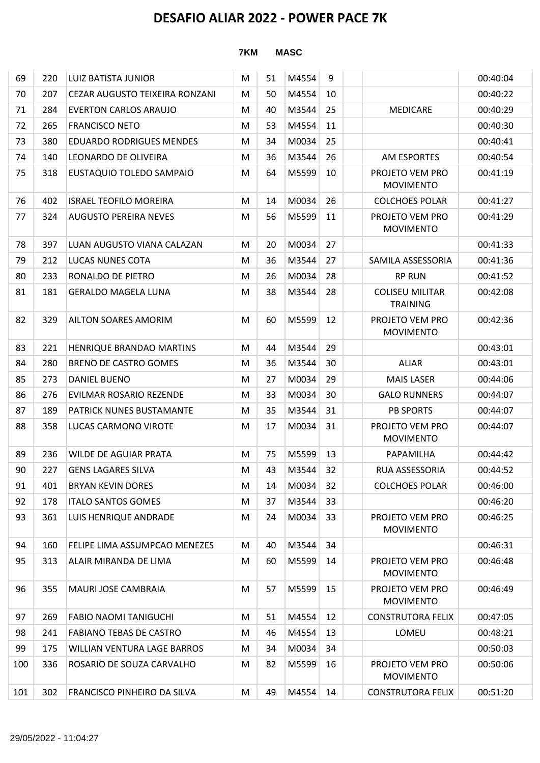# DESAFIO ALIAR 2022 - POWER PACE 7K

**7KM MASC**

| | | | | | | | | | |
|---|---|---|---|---|---|---|---|---|---|
| 69 | 220 | LUIZ BATISTA JUNIOR | M | 51 | M4554 | 9 | | | 00:40:04 |
| 70 | 207 | CEZAR AUGUSTO TEIXEIRA RONZANI | M | 50 | M4554 | 10 | | | 00:40:22 |
| 71 | 284 | EVERTON CARLOS ARAUJO | M | 40 | M3544 | 25 | | MEDICARE | 00:40:29 |
| 72 | 265 | FRANCISCO NETO | M | 53 | M4554 | 11 | | | 00:40:30 |
| 73 | 380 | EDUARDO RODRIGUES MENDES | M | 34 | M0034 | 25 | | | 00:40:41 |
| 74 | 140 | LEONARDO DE OLIVEIRA | M | 36 | M3544 | 26 | | AM ESPORTES | 00:40:54 |
| 75 | 318 | EUSTAQUIO TOLEDO SAMPAIO | M | 64 | M5599 | 10 | | PROJETO VEM PRO MOVIMENTO | 00:41:19 |
| 76 | 402 | ISRAEL TEOFILO MOREIRA | M | 14 | M0034 | 26 | | COLCHOES POLAR | 00:41:27 |
| 77 | 324 | AUGUSTO PEREIRA NEVES | M | 56 | M5599 | 11 | | PROJETO VEM PRO MOVIMENTO | 00:41:29 |
| 78 | 397 | LUAN AUGUSTO VIANA CALAZAN | M | 20 | M0034 | 27 | | | 00:41:33 |
| 79 | 212 | LUCAS NUNES COTA | M | 36 | M3544 | 27 | | SAMILA ASSESSORIA | 00:41:36 |
| 80 | 233 | RONALDO DE PIETRO | M | 26 | M0034 | 28 | | RP RUN | 00:41:52 |
| 81 | 181 | GERALDO MAGELA LUNA | M | 38 | M3544 | 28 | | COLISEU MILITAR TRAINING | 00:42:08 |
| 82 | 329 | AILTON SOARES AMORIM | M | 60 | M5599 | 12 | | PROJETO VEM PRO MOVIMENTO | 00:42:36 |
| 83 | 221 | HENRIQUE BRANDAO MARTINS | M | 44 | M3544 | 29 | | | 00:43:01 |
| 84 | 280 | BRENO DE CASTRO GOMES | M | 36 | M3544 | 30 | | ALIAR | 00:43:01 |
| 85 | 273 | DANIEL BUENO | M | 27 | M0034 | 29 | | MAIS LASER | 00:44:06 |
| 86 | 276 | EVILMAR ROSARIO REZENDE | M | 33 | M0034 | 30 | | GALO RUNNERS | 00:44:07 |
| 87 | 189 | PATRICK NUNES BUSTAMANTE | M | 35 | M3544 | 31 | | PB SPORTS | 00:44:07 |
| 88 | 358 | LUCAS CARMONO VIROTE | M | 17 | M0034 | 31 | | PROJETO VEM PRO MOVIMENTO | 00:44:07 |
| 89 | 236 | WILDE DE AGUIAR PRATA | M | 75 | M5599 | 13 | | PAPAMILHA | 00:44:42 |
| 90 | 227 | GENS LAGARES SILVA | M | 43 | M3544 | 32 | | RUA ASSESSORIA | 00:44:52 |
| 91 | 401 | BRYAN KEVIN DORES | M | 14 | M0034 | 32 | | COLCHOES POLAR | 00:46:00 |
| 92 | 178 | ITALO SANTOS GOMES | M | 37 | M3544 | 33 | | | 00:46:20 |
| 93 | 361 | LUIS HENRIQUE ANDRADE | M | 24 | M0034 | 33 | | PROJETO VEM PRO MOVIMENTO | 00:46:25 |
| 94 | 160 | FELIPE LIMA ASSUMPCAO MENEZES | M | 40 | M3544 | 34 | | | 00:46:31 |
| 95 | 313 | ALAIR MIRANDA DE LIMA | M | 60 | M5599 | 14 | | PROJETO VEM PRO MOVIMENTO | 00:46:48 |
| 96 | 355 | MAURI JOSE CAMBRAIA | M | 57 | M5599 | 15 | | PROJETO VEM PRO MOVIMENTO | 00:46:49 |
| 97 | 269 | FABIO NAOMI TANIGUCHI | M | 51 | M4554 | 12 | | CONSTRUTORA FELIX | 00:47:05 |
| 98 | 241 | FABIANO TEBAS DE CASTRO | M | 46 | M4554 | 13 | | LOMEU | 00:48:21 |
| 99 | 175 | WILLIAN VENTURA LAGE BARROS | M | 34 | M0034 | 34 | | | 00:50:03 |
| 100 | 336 | ROSARIO DE SOUZA CARVALHO | M | 82 | M5599 | 16 | | PROJETO VEM PRO MOVIMENTO | 00:50:06 |
| 101 | 302 | FRANCISCO PINHEIRO DA SILVA | M | 49 | M4554 | 14 | | CONSTRUTORA FELIX | 00:51:20 |

29/05/2022 - 11:04:27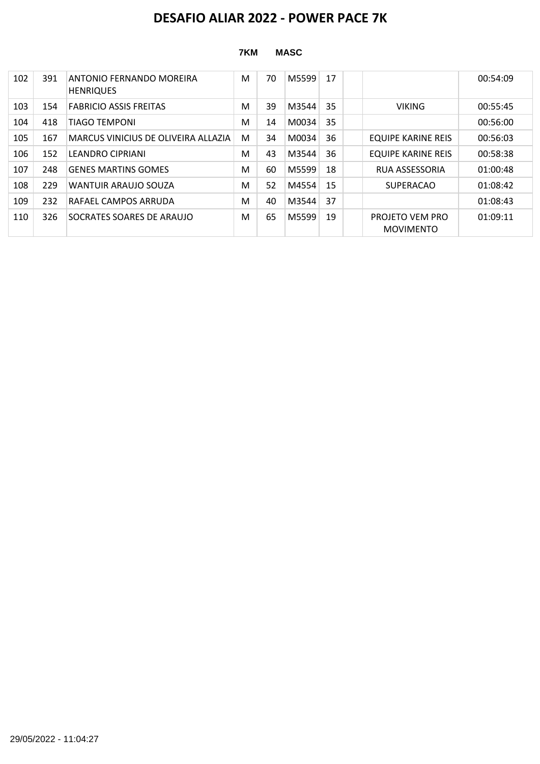# DESAFIO ALIAR 2022 - POWER PACE 7K

**7KM MASC**

| | | | | | | | | | |
|---|---|---|---|---|---|---|---|---|---|
| 102 | 391 | ANTONIO FERNANDO MOREIRA HENRIQUES | M | 70 | M5599 | 17 | | | 00:54:09 |
| 103 | 154 | FABRICIO ASSIS FREITAS | M | 39 | M3544 | 35 | | VIKING | 00:55:45 |
| 104 | 418 | TIAGO TEMPONI | M | 14 | M0034 | 35 | | | 00:56:00 |
| 105 | 167 | MARCUS VINICIUS DE OLIVEIRA ALLAZIA | M | 34 | M0034 | 36 | | EQUIPE KARINE REIS | 00:56:03 |
| 106 | 152 | LEANDRO CIPRIANI | M | 43 | M3544 | 36 | | EQUIPE KARINE REIS | 00:58:38 |
| 107 | 248 | GENES MARTINS GOMES | M | 60 | M5599 | 18 | | RUA ASSESSORIA | 01:00:48 |
| 108 | 229 | WANTUIR ARAUJO SOUZA | M | 52 | M4554 | 15 | | SUPERACAO | 01:08:42 |
| 109 | 232 | RAFAEL CAMPOS ARRUDA | M | 40 | M3544 | 37 | | | 01:08:43 |
| 110 | 326 | SOCRATES SOARES DE ARAUJO | M | 65 | M5599 | 19 | | PROJETO VEM PRO MOVIMENTO | 01:09:11 |

29/05/2022 - 11:04:27